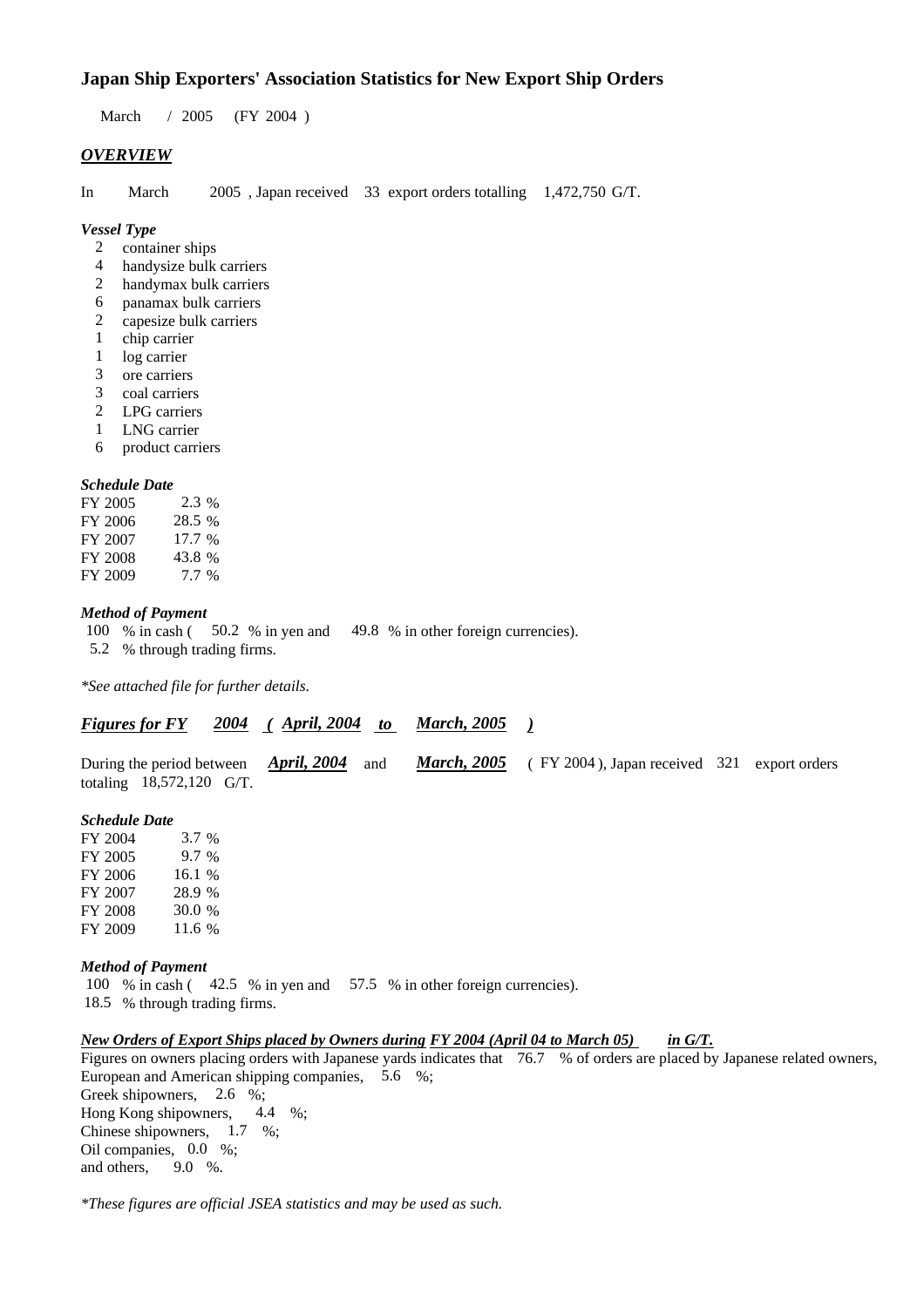# Japan Ship Exporters' Association Statistics for New Export Ship Orders

March / 2005 (FY 2004 )

## *OVERVIEW*

In March 2005 , Japan received 33 export orders totalling 1,472,750 G/T.

### *Vessel Type*

- 2 container ships
- 4 handysize bulk carriers
- 2 handymax bulk carriers
- 6 panamax bulk carriers
- 2 capesize bulk carriers
- 1 chip carrier
- 1 log carrier
- 3 ore carriers
- 3 coal carriers
- 2 LPG carriers
- 1 LNG carrier
- 6 product carriers

### *Schedule Date*

| | |
|---|---|
| FY 2005 | 2.3 % |
| FY 2006 | 28.5 % |
| FY 2007 | 17.7 % |
| FY 2008 | 43.8 % |
| FY 2009 | 7.7 % |

### *Method of Payment*

100 % in cash ( 50.2 % in yen and 49.8 % in other foreign currencies).
5.2 % through trading firms.

*\*See attached file for further details.*

## ***Figures for FY 2004 ( April, 2004 to March, 2005 )***

During the period between ***April, 2004*** and ***March, 2005*** ( FY 2004 ), Japan received 321 export orders totaling 18,572,120 G/T.

### *Schedule Date*

| | |
|---|---|
| FY 2004 | 3.7 % |
| FY 2005 | 9.7 % |
| FY 2006 | 16.1 % |
| FY 2007 | 28.9 % |
| FY 2008 | 30.0 % |
| FY 2009 | 11.6 % |

### *Method of Payment*

100 % in cash ( 42.5 % in yen and 57.5 % in other foreign currencies).
18.5 % through trading firms.

### ***New Orders of Export Ships placed by Owners during FY 2004 (April 04 to March 05) in G/T.***

Figures on owners placing orders with Japanese yards indicates that 76.7 % of orders are placed by Japanese related owners,
European and American shipping companies, 5.6 %;
Greek shipowners, 2.6 %;
Hong Kong shipowners, 4.4 %;
Chinese shipowners, 1.7 %;
Oil companies, 0.0 %;
and others, 9.0 %.

*\*These figures are official JSEA statistics and may be used as such.*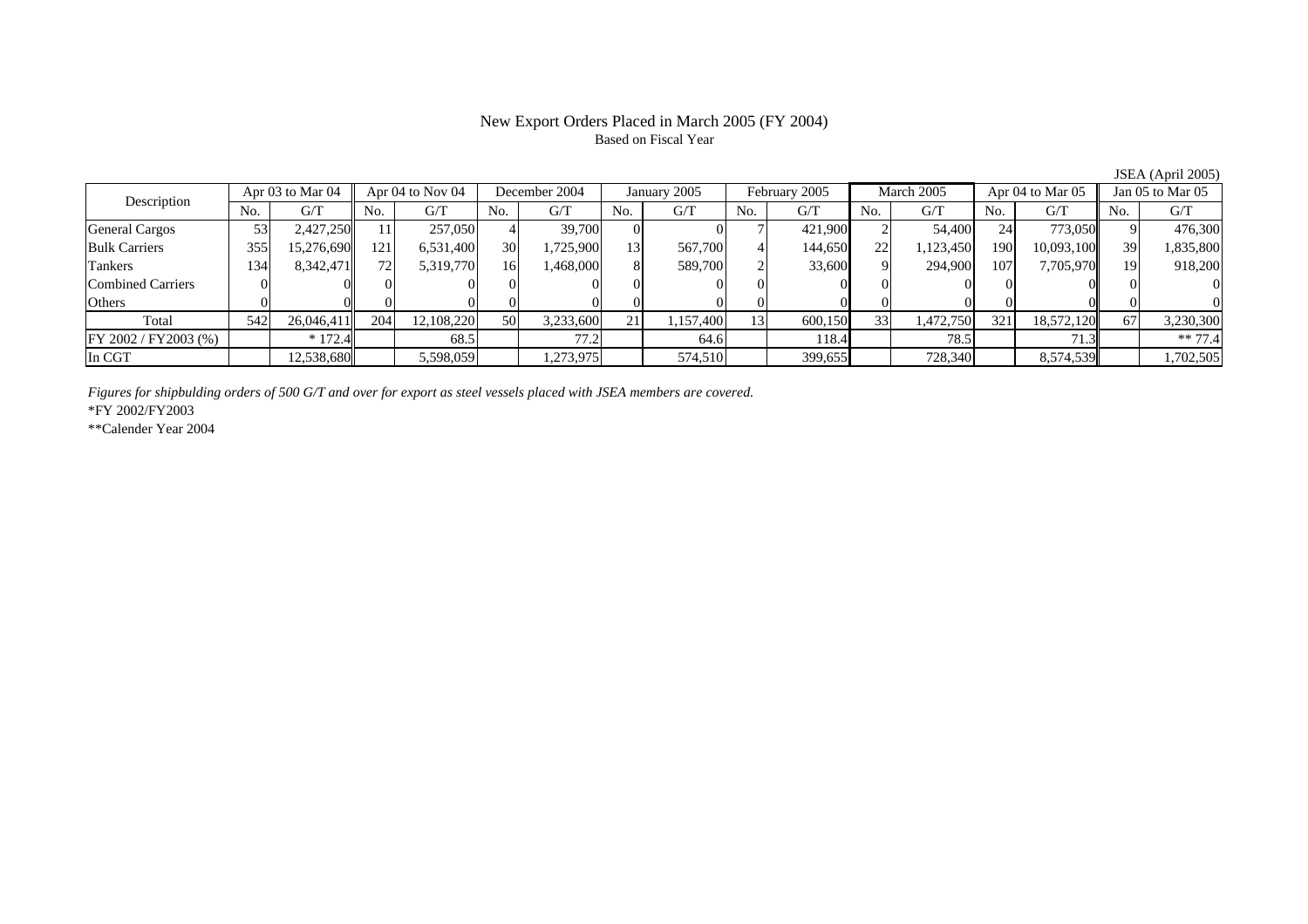# New Export Orders Placed in March 2005 (FY 2004)

Based on Fiscal Year

JSEA (April 2005)

| Description | Apr 03 to Mar 04 | | Apr 04 to Nov 04 | | December 2004 | | January 2005 | | February 2005 | | March 2005 | | Apr 04 to Mar 05 | | Jan 05 to Mar 05 | |
|---|---|---|---|---|---|---|---|---|---|---|---|---|---|---|---|---|
| | No. | G/T | No. | G/T | No. | G/T | No. | G/T | No. | G/T | No. | G/T | No. | G/T | No. | G/T |
| General Cargos | 53 | 2,427,250 | 11 | 257,050 | 4 | 39,700 | 0 | 0 | 7 | 421,900 | 2 | 54,400 | 24 | 773,050 | 9 | 476,300 |
| Bulk Carriers | 355 | 15,276,690 | 121 | 6,531,400 | 30 | 1,725,900 | 13 | 567,700 | 4 | 144,650 | 22 | 1,123,450 | 190 | 10,093,100 | 39 | 1,835,800 |
| Tankers | 134 | 8,342,471 | 72 | 5,319,770 | 16 | 1,468,000 | 8 | 589,700 | 2 | 33,600 | 9 | 294,900 | 107 | 7,705,970 | 19 | 918,200 |
| Combined Carriers | 0 | 0 | 0 | 0 | 0 | 0 | 0 | 0 | 0 | 0 | 0 | 0 | 0 | 0 | 0 | 0 |
| Others | 0 | 0 | 0 | 0 | 0 | 0 | 0 | 0 | 0 | 0 | 0 | 0 | 0 | 0 | 0 | 0 |
| Total | 542 | 26,046,411 | 204 | 12,108,220 | 50 | 3,233,600 | 21 | 1,157,400 | 13 | 600,150 | 33 | 1,472,750 | 321 | 18,572,120 | 67 | 3,230,300 |
| FY 2002 / FY2003 (%) | | * 172.4 | | 68.5 | | 77.2 | | 64.6 | | 118.4 | | 78.5 | | 71.3 | | ** 77.4 |
| In CGT | | 12,538,680 | | 5,598,059 | | 1,273,975 | | 574,510 | | 399,655 | | 728,340 | | 8,574,539 | | 1,702,505 |

*Figures for shipbulding orders of 500 G/T and over for export as steel vessels placed with JSEA members are covered.*

*FY 2002/FY2003

**Calender Year 2004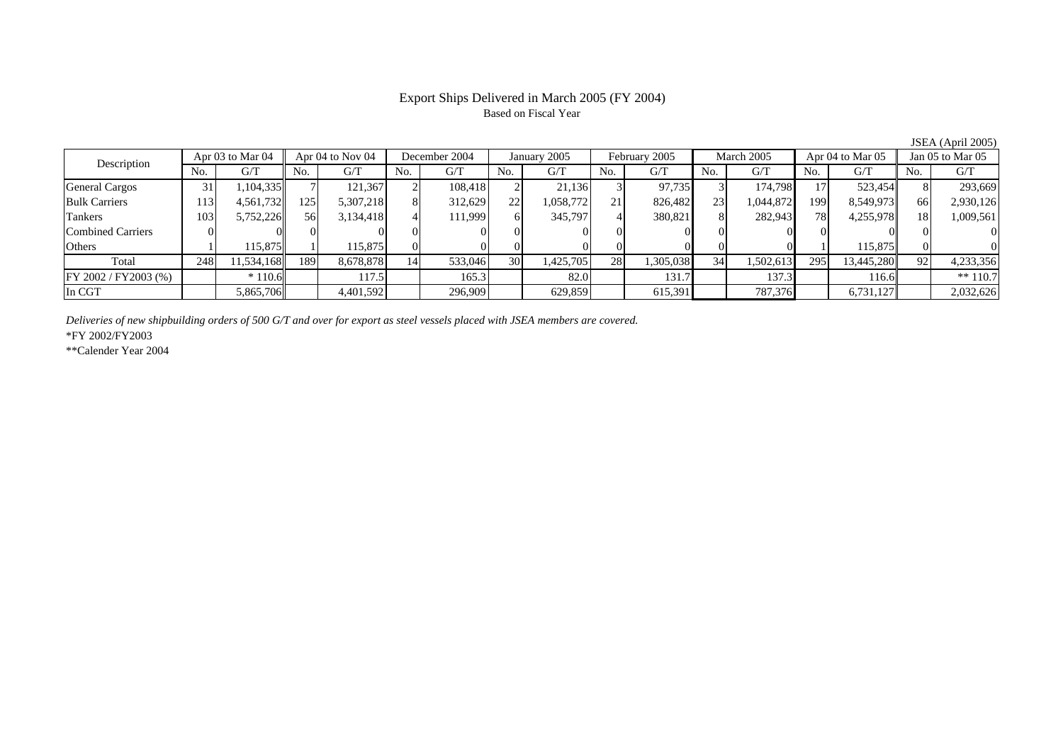# Export Ships Delivered in March 2005 (FY 2004)

Based on Fiscal Year

JSEA (April 2005)

| Description | Apr 03 to Mar 04 | | Apr 04 to Nov 04 | | December 2004 | | January 2005 | | February 2005 | | March 2005 | | Apr 04 to Mar 05 | | Jan 05 to Mar 05 | |
|---|---|---|---|---|---|---|---|---|---|---|---|---|---|---|---|---|
| | No. | G/T | No. | G/T | No. | G/T | No. | G/T | No. | G/T | No. | G/T | No. | G/T | No. | G/T |
| General Cargos | 31 | 1,104,335 | 7 | 121,367 | 2 | 108,418 | 2 | 21,136 | 3 | 97,735 | 3 | 174,798 | 17 | 523,454 | 8 | 293,669 |
| Bulk Carriers | 113 | 4,561,732 | 125 | 5,307,218 | 8 | 312,629 | 22 | 1,058,772 | 21 | 826,482 | 23 | 1,044,872 | 199 | 8,549,973 | 66 | 2,930,126 |
| Tankers | 103 | 5,752,226 | 56 | 3,134,418 | 4 | 111,999 | 6 | 345,797 | 4 | 380,821 | 8 | 282,943 | 78 | 4,255,978 | 18 | 1,009,561 |
| Combined Carriers | 0 | 0 | 0 | 0 | 0 | 0 | 0 | 0 | 0 | 0 | 0 | 0 | 0 | 0 | 0 | 0 |
| Others | 1 | 115,875 | 1 | 115,875 | 0 | 0 | 0 | 0 | 0 | 0 | 0 | 0 | 1 | 115,875 | 0 | 0 |
| Total | 248 | 11,534,168 | 189 | 8,678,878 | 14 | 533,046 | 30 | 1,425,705 | 28 | 1,305,038 | 34 | 1,502,613 | 295 | 13,445,280 | 92 | 4,233,356 |
| FY 2002 / FY2003 (%) | | * 110.6 | | 117.5 | | 165.3 | | 82.0 | | 131.7 | | 137.3 | | 116.6 | | ** 110.7 |
| In CGT | | 5,865,706 | | 4,401,592 | | 296,909 | | 629,859 | | 615,391 | | 787,376 | | 6,731,127 | | 2,032,626 |

*Deliveries of new shipbuilding orders of 500 G/T and over for export as steel vessels placed with JSEA members are covered.*

*FY 2002/FY2003

**Calender Year 2004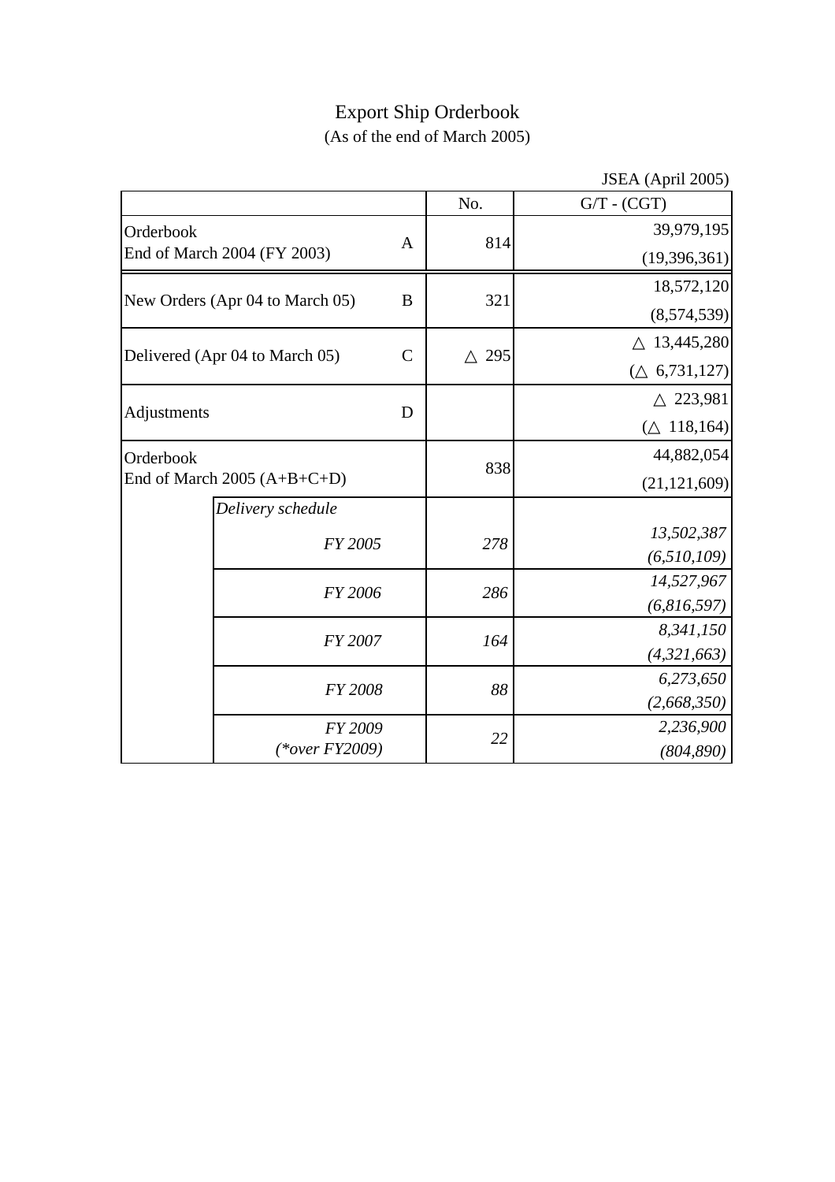# Export Ship Orderbook

(As of the end of March 2005)

JSEA (April 2005)

| | | | No. | G/T - (CGT) |
|---|---|---|---|---|
| Orderbook<br>End of March 2004 (FY 2003) | | A | 814 | 39,979,195<br>(19,396,361) |
| New Orders (Apr 04 to March 05) | | B | 321 | 18,572,120<br>(8,574,539) |
| Delivered (Apr 04 to March 05) | | C | △ 295 | △ 13,445,280<br>(△ 6,731,127) |
| Adjustments | | D | | △ 223,981<br>(△ 118,164) |
| Orderbook<br>End of March 2005 (A+B+C+D) | | | 838 | 44,882,054<br>(21,121,609) |
| | *Delivery schedule*<br>*FY 2005* | | *278* | *13,502,387*<br>*(6,510,109)* |
| | *FY 2006* | | *286* | *14,527,967*<br>*(6,816,597)* |
| | *FY 2007* | | *164* | *8,341,150*<br>*(4,321,663)* |
| | *FY 2008* | | *88* | *6,273,650*<br>*(2,668,350)* |
| | *FY 2009*<br>*(*over FY2009)* | | *22* | *2,236,900*<br>*(804,890)* |